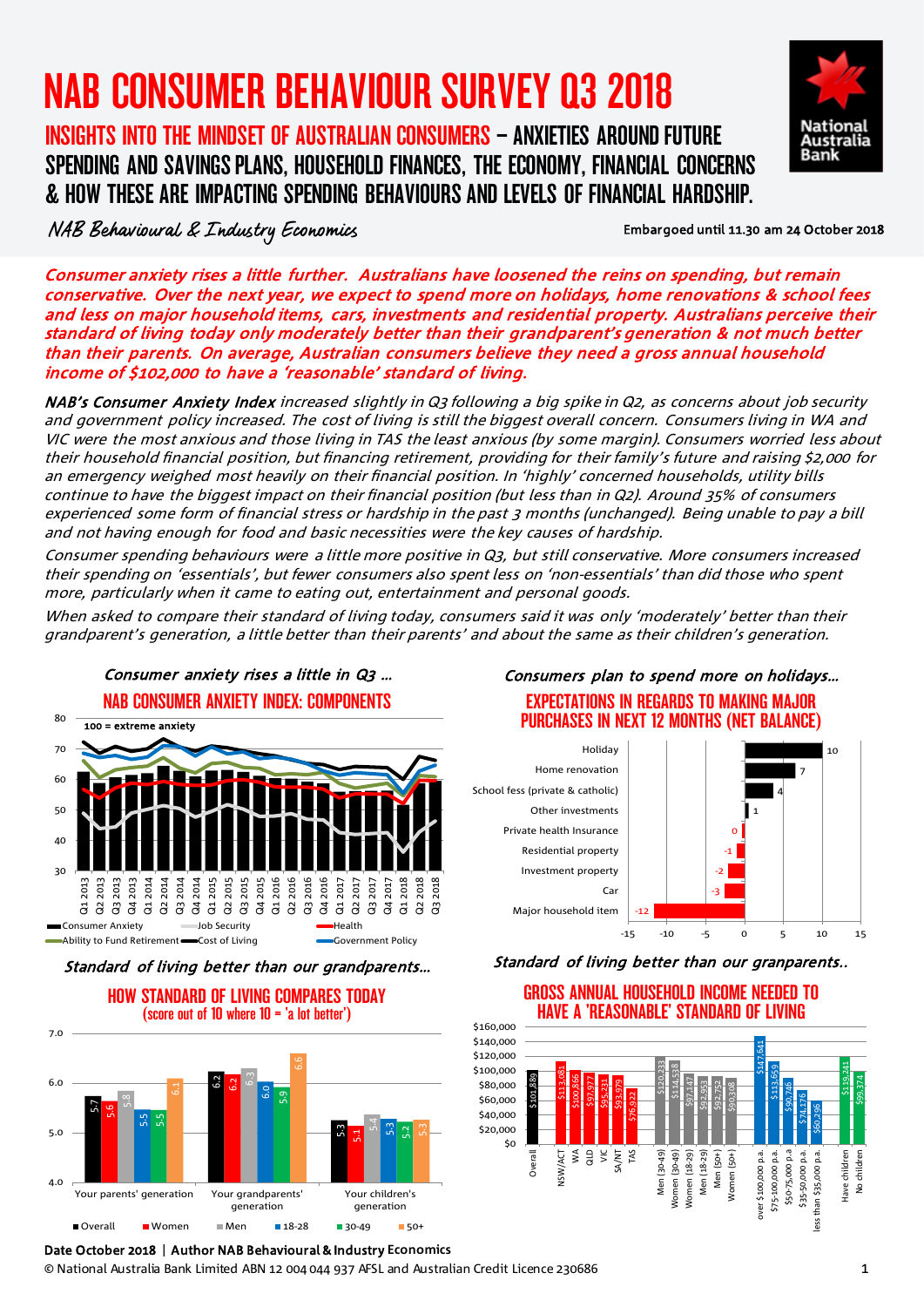# NAB CONSUMER BEHAVIOUR SURVEY Q3 2018

## INSIGHTS INTO THE MINDSET OF AUSTRALIAN CONSUMERS – ANXIETIES AROUND FUTURE SPENDING AND SAVINGS PLANS, HOUSEHOLD FINANCES, THE ECONOMY, FINANCIAL CONCERNS & HOW THESE ARE IMPACTING SPENDING BEHAVIOURS AND LEVELS OF FINANCIAL HARDSHIP.

*NAB Behavioural & Industry Economics*

Embargoed until 11.30 am 24 October 2018

***Consumer anxiety rises a little further. Australians have loosened the reins on spending, but remain conservative. Over the next year, we expect to spend more on holidays, home renovations & school fees and less on major household items, cars, investments and residential property. Australians perceive their standard of living today only moderately better than their grandparent's generation & not much better than their parents. On average, Australian consumers believe they need a gross annual household income of $102,000 to have a 'reasonable' standard of living.***

***NAB's Consumer Anxiety Index*** *increased slightly in Q3 following a big spike in Q2, as concerns about job security and government policy increased. The cost of living is still the biggest overall concern. Consumers living in WA and VIC were the most anxious and those living in TAS the least anxious (by some margin). Consumers worried less about their household financial position, but financing retirement, providing for their family's future and raising $2,000 for an emergency weighed most heavily on their financial position. In 'highly' concerned households, utility bills continue to have the biggest impact on their financial position (but less than in Q2). Around 35% of consumers experienced some form of financial stress or hardship in the past 3 months (unchanged). Being unable to pay a bill and not having enough for food and basic necessities were the key causes of hardship.*

*Consumer spending behaviours were a little more positive in Q3, but still conservative. More consumers increased their spending on 'essentials', but fewer consumers also spent less on 'non-essentials' than did those who spent more, particularly when it came to eating out, entertainment and personal goods.*

*When asked to compare their standard of living today, consumers said it was only 'moderately' better than their grandparent's generation, a little better than their parents' and about the same as their children's generation.*

*Consumer anxiety rises a little in Q3 …*

### NAB CONSUMER ANXIETY INDEX: COMPONENTS

100 = extreme anxiety

Legend: Consumer Anxiety, Job Security, Health, Ability to Fund Retirement, Cost of Living, Government Policy (Q1 2013 – Q3 2018)

*Consumers plan to spend more on holidays…*

### EXPECTATIONS IN REGARDS TO MAKING MAJOR PURCHASES IN NEXT 12 MONTHS (NET BALANCE)

| Item | Net balance |
|---|---|
| Holiday | 10 |
| Home renovation | 7 |
| School fess (private & catholic) | 4 |
| Other investments | 1 |
| Private health Insurance | 0 |
| Residential property | -1 |
| Investment property | -2 |
| Car | -3 |
| Major household item | -12 |

*Standard of living better than our grandparents…*

### HOW STANDARD OF LIVING COMPARES TODAY
(score out of 10 where 10 = 'a lot better')

| | Overall | Women | Men | 18-28 | 30-49 | 50+ |
|---|---|---|---|---|---|---|
| Your parents' generation | 5.7 | 5.6 | 5.8 | 5.5 | 5.5 | 6.1 |
| Your grandparents' generation | 6.2 | 6.2 | 6.3 | 6.0 | 5.9 | 6.6 |
| Your children's generation | 5.3 | 5.1 | 5.4 | 5.3 | 5.2 | 5.3 |

*Standard of living better than our granparents..*

### GROSS ANNUAL HOUSEHOLD INCOME NEEDED TO HAVE A 'REASONABLE' STANDARD OF LIVING

| Group | Income |
|---|---|
| Overall | $101,889 |
| NSW/ACT | $113,031 |
| WA | $100,866 |
| QLD | $97,977 |
| VIC | $95,231 |
| SA/NT | $93,979 |
| TAS | $76,922 |
| Men (30-49) | $120,233 |
| Women (30-49) | $114,538 |
| Women (18-29) | $97,147 |
| Men (18-29) | $92,953 |
| Men (50+) | $92,752 |
| Women (50+) | $90,308 |
| over $100,000 p.a. | $147,641 |
| $75-100,000 p.a. | $113,659 |
| $50-75,000 p.a. | $90,746 |
| $35-50,000 p.a. | $74,176 |
| less than $35,000 p.a. | $60,296 |
| Have children | $119,241 |
| No children | $99,374 |

Date October 2018 | Author NAB Behavioural & Industry Economics

© National Australia Bank Limited ABN 12 004 044 937 AFSL and Australian Credit Licence 230686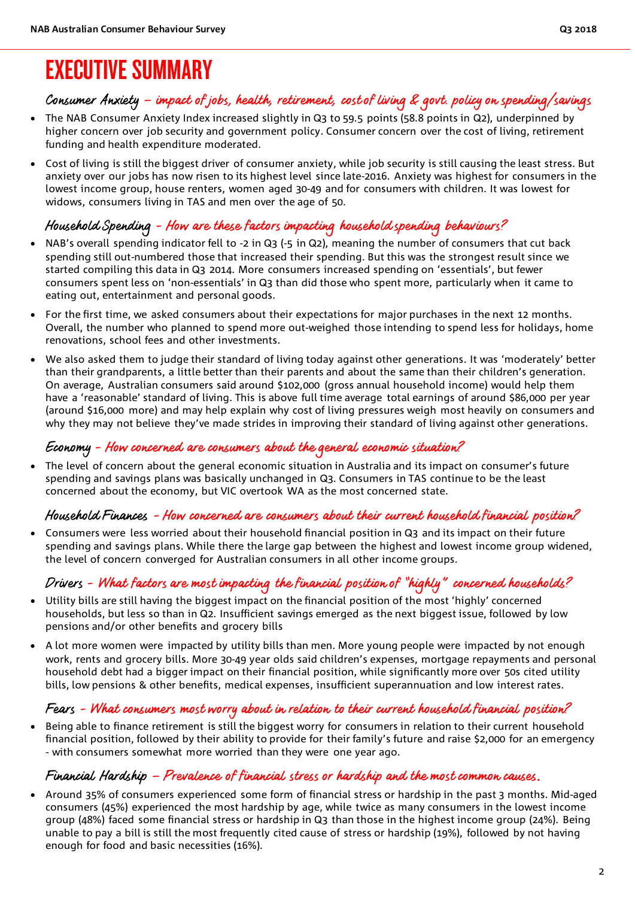# EXECUTIVE SUMMARY

### Consumer Anxiety – impact of jobs, health, retirement, cost of living & govt. policy on spending/savings

- The NAB Consumer Anxiety Index increased slightly in Q3 to 59.5 points (58.8 points in Q2), underpinned by higher concern over job security and government policy. Consumer concern over the cost of living, retirement funding and health expenditure moderated.
- Cost of living is still the biggest driver of consumer anxiety, while job security is still causing the least stress. But anxiety over our jobs has now risen to its highest level since late-2016. Anxiety was highest for consumers in the lowest income group, house renters, women aged 30-49 and for consumers with children. It was lowest for widows, consumers living in TAS and men over the age of 50.

### Household Spending - How are these factors impacting household spending behaviours?

- NAB's overall spending indicator fell to -2 in Q3 (-5 in Q2), meaning the number of consumers that cut back spending still out-numbered those that increased their spending. But this was the strongest result since we started compiling this data in Q3 2014. More consumers increased spending on 'essentials', but fewer consumers spent less on 'non-essentials' in Q3 than did those who spent more, particularly when it came to eating out, entertainment and personal goods.
- For the first time, we asked consumers about their expectations for major purchases in the next 12 months. Overall, the number who planned to spend more out-weighed those intending to spend less for holidays, home renovations, school fees and other investments.
- We also asked them to judge their standard of living today against other generations. It was 'moderately' better than their grandparents, a little better than their parents and about the same than their children's generation. On average, Australian consumers said around $102,000 (gross annual household income) would help them have a 'reasonable' standard of living. This is above full time average total earnings of around $86,000 per year (around $16,000 more) and may help explain why cost of living pressures weigh most heavily on consumers and why they may not believe they've made strides in improving their standard of living against other generations.

### Economy - How concerned are consumers about the general economic situation?

- The level of concern about the general economic situation in Australia and its impact on consumer's future spending and savings plans was basically unchanged in Q3. Consumers in TAS continue to be the least concerned about the economy, but VIC overtook WA as the most concerned state.

### Household Finances - How concerned are consumers about their current household financial position?

- Consumers were less worried about their household financial position in Q3 and its impact on their future spending and savings plans. While there the large gap between the highest and lowest income group widened, the level of concern converged for Australian consumers in all other income groups.

### Drivers - What factors are most impacting the financial position of "highly" concerned households?

- Utility bills are still having the biggest impact on the financial position of the most 'highly' concerned households, but less so than in Q2. Insufficient savings emerged as the next biggest issue, followed by low pensions and/or other benefits and grocery bills
- A lot more women were impacted by utility bills than men. More young people were impacted by not enough work, rents and grocery bills. More 30-49 year olds said children's expenses, mortgage repayments and personal household debt had a bigger impact on their financial position, while significantly more over 50s cited utility bills, low pensions & other benefits, medical expenses, insufficient superannuation and low interest rates.

### Fears - What consumers most worry about in relation to their current household financial position?

- Being able to finance retirement is still the biggest worry for consumers in relation to their current household financial position, followed by their ability to provide for their family's future and raise $2,000 for an emergency - with consumers somewhat more worried than they were one year ago.

### Financial Hardship – Prevalence of financial stress or hardship and the most common causes.

- Around 35% of consumers experienced some form of financial stress or hardship in the past 3 months. Mid-aged consumers (45%) experienced the most hardship by age, while twice as many consumers in the lowest income group (48%) faced some financial stress or hardship in Q3 than those in the highest income group (24%). Being unable to pay a bill is still the most frequently cited cause of stress or hardship (19%), followed by not having enough for food and basic necessities (16%).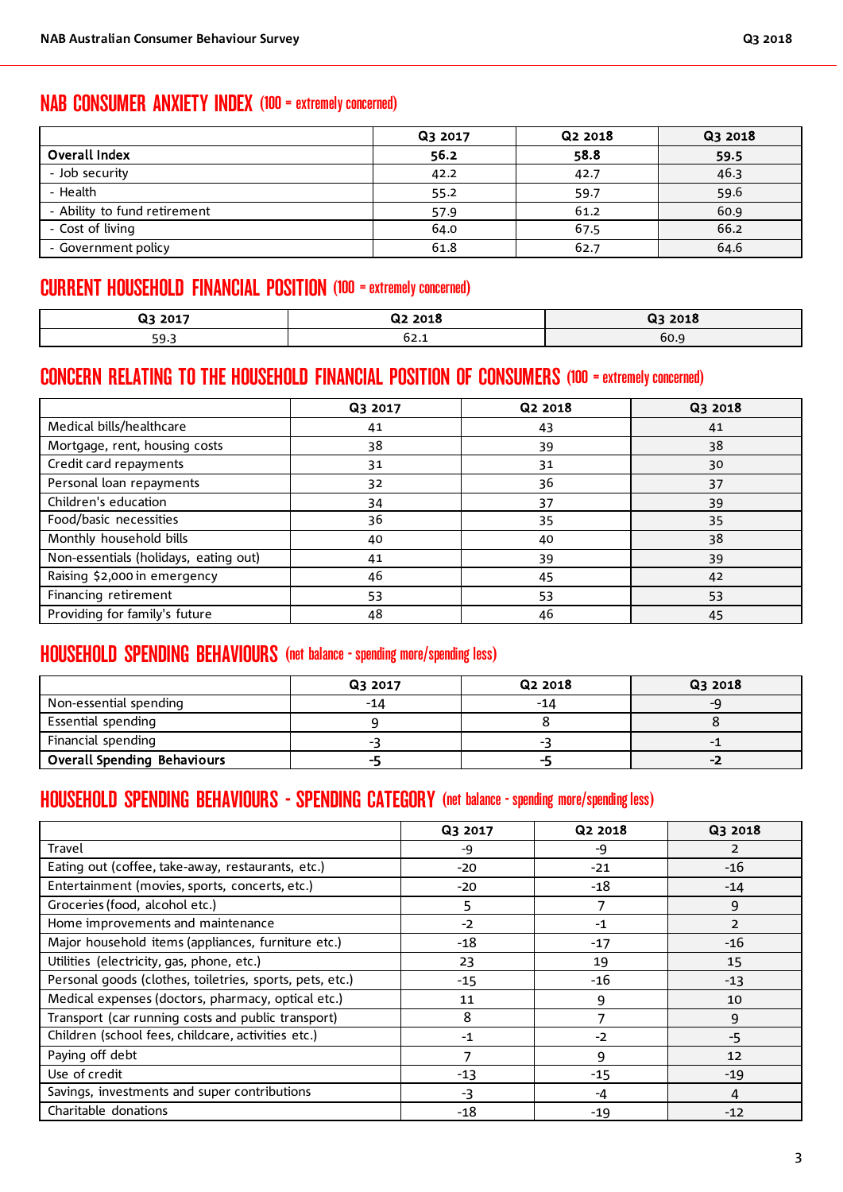## NAB CONSUMER ANXIETY INDEX (100 = extremely concerned)

| | Q3 2017 | Q2 2018 | Q3 2018 |
|---|---|---|---|
| **Overall Index** | **56.2** | **58.8** | **59.5** |
| - Job security | 42.2 | 42.7 | 46.3 |
| - Health | 55.2 | 59.7 | 59.6 |
| - Ability to fund retirement | 57.9 | 61.2 | 60.9 |
| - Cost of living | 64.0 | 67.5 | 66.2 |
| - Government policy | 61.8 | 62.7 | 64.6 |

## CURRENT HOUSEHOLD FINANCIAL POSITION (100 = extremely concerned)

| Q3 2017 | Q2 2018 | Q3 2018 |
|---|---|---|
| 59.3 | 62.1 | 60.9 |

## CONCERN RELATING TO THE HOUSEHOLD FINANCIAL POSITION OF CONSUMERS (100 = extremely concerned)

| | Q3 2017 | Q2 2018 | Q3 2018 |
|---|---|---|---|
| Medical bills/healthcare | 41 | 43 | 41 |
| Mortgage, rent, housing costs | 38 | 39 | 38 |
| Credit card repayments | 31 | 31 | 30 |
| Personal loan repayments | 32 | 36 | 37 |
| Children's education | 34 | 37 | 39 |
| Food/basic necessities | 36 | 35 | 35 |
| Monthly household bills | 40 | 40 | 38 |
| Non-essentials (holidays, eating out) | 41 | 39 | 39 |
| Raising $2,000 in emergency | 46 | 45 | 42 |
| Financing retirement | 53 | 53 | 53 |
| Providing for family's future | 48 | 46 | 45 |

## HOUSEHOLD SPENDING BEHAVIOURS (net balance - spending more/spending less)

| | Q3 2017 | Q2 2018 | Q3 2018 |
|---|---|---|---|
| Non-essential spending | -14 | -14 | -9 |
| Essential spending | 9 | 8 | 8 |
| Financial spending | -3 | -3 | -1 |
| **Overall Spending Behaviours** | **-5** | **-5** | **-2** |

## HOUSEHOLD SPENDING BEHAVIOURS - SPENDING CATEGORY (net balance - spending more/spending less)

| | Q3 2017 | Q2 2018 | Q3 2018 |
|---|---|---|---|
| Travel | -9 | -9 | 2 |
| Eating out (coffee, take-away, restaurants, etc.) | -20 | -21 | -16 |
| Entertainment (movies, sports, concerts, etc.) | -20 | -18 | -14 |
| Groceries (food, alcohol etc.) | 5 | 7 | 9 |
| Home improvements and maintenance | -2 | -1 | 2 |
| Major household items (appliances, furniture etc.) | -18 | -17 | -16 |
| Utilities (electricity, gas, phone, etc.) | 23 | 19 | 15 |
| Personal goods (clothes, toiletries, sports, pets, etc.) | -15 | -16 | -13 |
| Medical expenses (doctors, pharmacy, optical etc.) | 11 | 9 | 10 |
| Transport (car running costs and public transport) | 8 | 7 | 9 |
| Children (school fees, childcare, activities etc.) | -1 | -2 | -5 |
| Paying off debt | 7 | 9 | 12 |
| Use of credit | -13 | -15 | -19 |
| Savings, investments and super contributions | -3 | -4 | 4 |
| Charitable donations | -18 | -19 | -12 |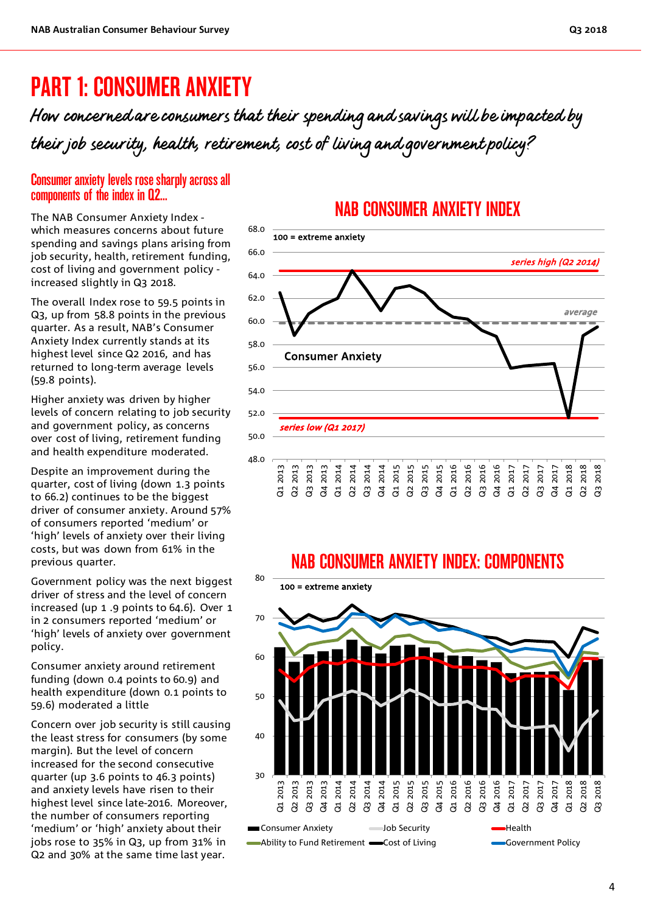# PART 1: CONSUMER ANXIETY

*How concerned are consumers that their spending and savings will be impacted by their job security, health, retirement, cost of living and government policy?*

## Consumer anxiety levels rose sharply across all components of the index in Q2...

The NAB Consumer Anxiety Index - which measures concerns about future spending and savings plans arising from job security, health, retirement funding, cost of living and government policy - increased slightly in Q3 2018.

The overall Index rose to 59.5 points in Q3, up from 58.8 points in the previous quarter. As a result, NAB's Consumer Anxiety Index currently stands at its highest level since Q2 2016, and has returned to long-term average levels (59.8 points).

Higher anxiety was driven by higher levels of concern relating to job security and government policy, as concerns over cost of living, retirement funding and health expenditure moderated.

Despite an improvement during the quarter, cost of living (down 1.3 points to 66.2) continues to be the biggest driver of consumer anxiety. Around 57% of consumers reported 'medium' or 'high' levels of anxiety over their living costs, but was down from 61% in the previous quarter.

Government policy was the next biggest driver of stress and the level of concern increased (up 1 .9 points to 64.6). Over 1 in 2 consumers reported 'medium' or 'high' levels of anxiety over government policy.

Consumer anxiety around retirement funding (down 0.4 points to 60.9) and health expenditure (down 0.1 points to 59.6) moderated a little

Concern over job security is still causing the least stress for consumers (by some margin). But the level of concern increased for the second consecutive quarter (up 3.6 points to 46.3 points) and anxiety levels have risen to their highest level since late-2016. Moreover, the number of consumers reporting 'medium' or 'high' anxiety about their jobs rose to 35% in Q3, up from 31% in Q2 and 30% at the same time last year.

### NAB CONSUMER ANXIETY INDEX

100 = extreme anxiety

series high (Q2 2014)

average

Consumer Anxiety

series low (Q1 2017)

### NAB CONSUMER ANXIETY INDEX: COMPONENTS

100 = extreme anxiety

Consumer Anxiety | Job Security | Health | Ability to Fund Retirement | Cost of Living | Government Policy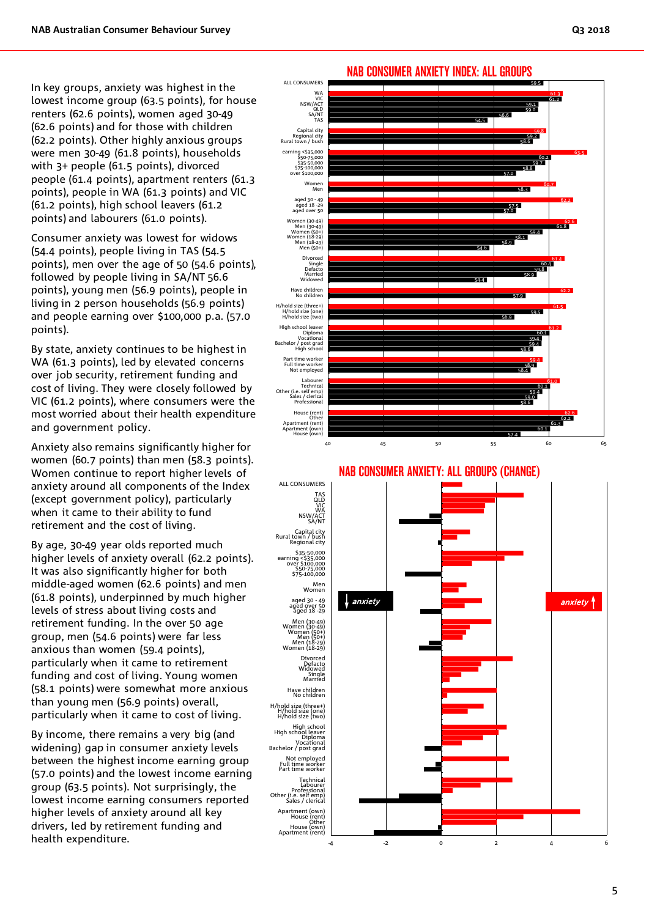In key groups, anxiety was highest in the lowest income group (63.5 points), for house renters (62.6 points), women aged 30-49 (62.6 points) and for those with children (62.2 points). Other highly anxious groups were men 30-49 (61.8 points), households with 3+ people (61.5 points), divorced people (61.4 points), apartment renters (61.3 points), people in WA (61.3 points) and VIC (61.2 points), high school leavers (61.2 points) and labourers (61.0 points).

Consumer anxiety was lowest for widows (54.4 points), people living in TAS (54.5 points), men over the age of 50 (54.6 points), followed by people living in SA/NT 56.6 points), young men (56.9 points), people in living in 2 person households (56.9 points) and people earning over $100,000 p.a. (57.0 points).

By state, anxiety continues to be highest in WA (61.3 points), led by elevated concerns over job security, retirement funding and cost of living. They were closely followed by VIC (61.2 points), where consumers were the most worried about their health expenditure and government policy.

Anxiety also remains significantly higher for women (60.7 points) than men (58.3 points). Women continue to report higher levels of anxiety around all components of the Index (except government policy), particularly when it came to their ability to fund retirement and the cost of living.

By age, 30-49 year olds reported much higher levels of anxiety overall (62.2 points). It was also significantly higher for both middle-aged women (62.6 points) and men (61.8 points), underpinned by much higher levels of stress about living costs and retirement funding. In the over 50 age group, men (54.6 points) were far less anxious than women (59.4 points), particularly when it came to retirement funding and cost of living. Young women (58.1 points) were somewhat more anxious than young men (56.9 points) overall, particularly when it came to cost of living.

By income, there remains a very big (and widening) gap in consumer anxiety levels between the highest income earning group (57.0 points) and the lowest income earning group (63.5 points). Not surprisingly, the lowest income earning consumers reported higher levels of anxiety around all key drivers, led by retirement funding and health expenditure.

## NAB CONSUMER ANXIETY INDEX: ALL GROUPS

| Group | Index |
|---|---|
| ALL CONSUMERS | 59.5 |
| WA | 61.3 |
| VIC | 61.2 |
| NSW/ACT | 59.1 |
| QLD | 59.0 |
| SA/NT | 56.6 |
| TAS | 54.5 |
| Capital city | 59.8 |
| Regional city | 59.2 |
| Rural town / bush | 58.6 |
| earning <$35,000 | 63.5 |
| $50-75,000 | 60.2 |
| $35-50,000 | 59.7 |
| $75-100,000 | 58.8 |
| over $100,000 | 57.0 |
| Women | 60.7 |
| Men | 58.3 |
| aged 30 - 49 | 62.2 |
| aged 18 -29 | 57.5 |
| aged over 50 | 57.0 |
| Women (30-49) | 62.6 |
| Men (30-49) | 61.8 |
| Women (50+) | 59.4 |
| Women (18-29) | 58.1 |
| Men (18-29) | 56.9 |
| Men (50+) | 54.6 |
| Divorced | 61.4 |
| Single | 60.4 |
| Defacto | 59.8 |
| Married | 58.9 |
| Widowed | 54.4 |
| Have children | 62.2 |
| No children | 57.9 |
| H/hold size (three+) | 61.5 |
| H/hold size (one) | 59.5 |
| H/hold size (two) | 56.9 |
| High school leaver | 61.2 |
| Diploma | 60.1 |
| Vocational | 59.4 |
| Bachelor / post grad | 59.4 |
| High school | 58.6 |
| Part time worker | 59.4 |
| Full time worker | 58.9 |
| Not employed | 58.4 |
| Labourer | 61.0 |
| Technical | 60.1 |
| Other (i.e. self emp) | 59.4 |
| Sales / clerical | 59.0 |
| Professional | 58.6 |
| House (rent) | 62.6 |
| Other | 62.2 |
| Apartment (rent) | 61.3 |
| Apartment (own) | 60.1 |
| House (own) | 57.4 |

## NAB CONSUMER ANXIETY: ALL GROUPS (CHANGE)

Groups shown (in order): ALL CONSUMERS; TAS, QLD, VIC, WA, NSW/ACT, SA/NT; Capital city, Rural town / bush, Regional city; $35-50,000, earning <$35,000, over $100,000, $50-75,000, $75-100,000; Men, Women; aged 30 - 49, aged over 50, aged 18 -29; Men (30-49), Women (30-49), Women (50+), Men (50+), Men (18-29), Women (18-29); Divorced, Defacto, Widowed, Single, Married; Have children, No children; H/hold size (three+), H/hold size (one), H/hold size (two); High school, High school leaver, Diploma, Vocational, Bachelor / post grad; Not employed, Full time worker, Part time worker; Technical, Labourer, Professional, Other (i.e. self emp), Sales / clerical; Apartment (own), House (rent), Other, House (own), Apartment (rent).

↓ anxiety | anxiety ↑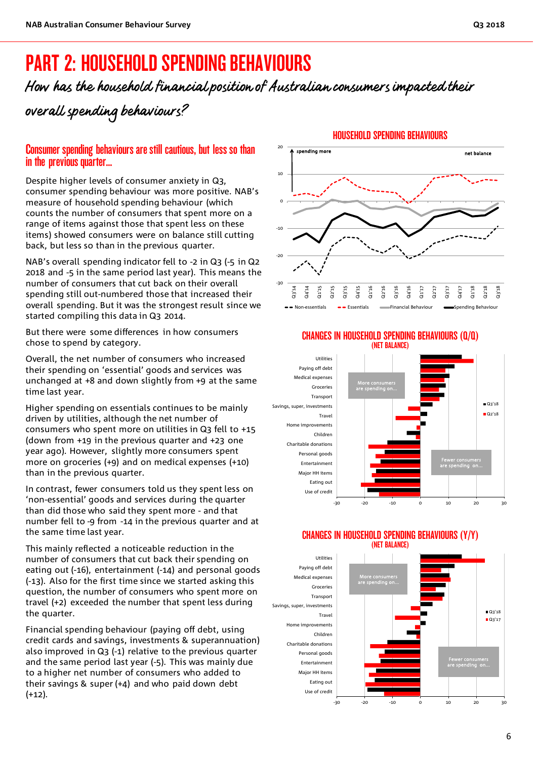# PART 2: HOUSEHOLD SPENDING BEHAVIOURS

*How has the household financial position of Australian consumers impacted their overall spending behaviours?*

## Consumer spending behaviours are still cautious, but less so than in the previous quarter…

Despite higher levels of consumer anxiety in Q3, consumer spending behaviour was more positive. NAB's measure of household spending behaviour (which counts the number of consumers that spent more on a range of items against those that spent less on these items) showed consumers were on balance still cutting back, but less so than in the previous quarter.

NAB's overall spending indicator fell to -2 in Q3 (-5 in Q2 2018 and -5 in the same period last year). This means the number of consumers that cut back on their overall spending still out-numbered those that increased their overall spending. But it was the strongest result since we started compiling this data in Q3 2014.

But there were some differences in how consumers chose to spend by category.

Overall, the net number of consumers who increased their spending on 'essential' goods and services was unchanged at +8 and down slightly from +9 at the same time last year.

Higher spending on essentials continues to be mainly driven by utilities, although the net number of consumers who spent more on utilities in Q3 fell to +15 (down from +19 in the previous quarter and +23 one year ago). However, slightly more consumers spent more on groceries (+9) and on medical expenses (+10) than in the previous quarter.

In contrast, fewer consumers told us they spent less on 'non-essential' goods and services during the quarter than did those who said they spent more - and that number fell to -9 from -14 in the previous quarter and at the same time last year.

This mainly reflected a noticeable reduction in the number of consumers that cut back their spending on eating out (-16), entertainment (-14) and personal goods (-13). Also for the first time since we started asking this question, the number of consumers who spent more on travel (+2) exceeded the number that spent less during the quarter.

Financial spending behaviour (paying off debt, using credit cards and savings, investments & superannuation) also improved in Q3 (-1) relative to the previous quarter and the same period last year (-5). This was mainly due to a higher net number of consumers who added to their savings & super (+4) and who paid down debt (+12).

### HOUSEHOLD SPENDING BEHAVIOURS

### CHANGES IN HOUSEHOLD SPENDING BEHAVIOURS (Q/Q) (NET BALANCE)

### CHANGES IN HOUSEHOLD SPENDING BEHAVIOURS (Y/Y) (NET BALANCE)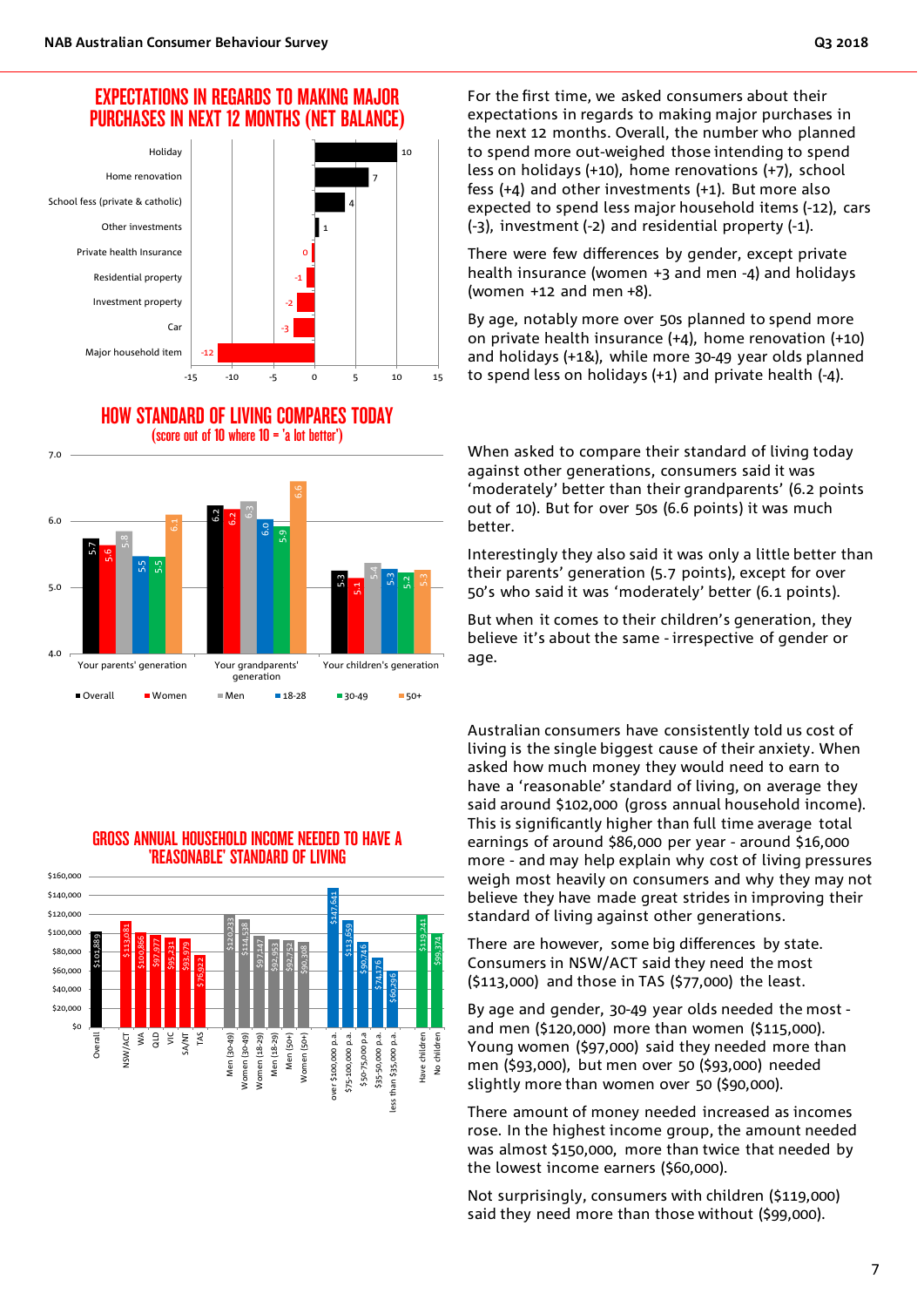## EXPECTATIONS IN REGARDS TO MAKING MAJOR PURCHASES IN NEXT 12 MONTHS (NET BALANCE)

| Item | Net balance |
|---|---|
| Holiday | 10 |
| Home renovation | 7 |
| School fess (private & catholic) | 4 |
| Other investments | 1 |
| Private health Insurance | 0 |
| Residential property | -1 |
| Investment property | -2 |
| Car | -3 |
| Major household item | -12 |

For the first time, we asked consumers about their expectations in regards to making major purchases in the next 12 months. Overall, the number who planned to spend more out-weighed those intending to spend less on holidays (+10), home renovations (+7), school fess (+4) and other investments (+1). But more also expected to spend less major household items (-12), cars (-3), investment (-2) and residential property (-1).

There were few differences by gender, except private health insurance (women +3 and men -4) and holidays (women +12 and men +8).

By age, notably more over 50s planned to spend more on private health insurance (+4), home renovation (+10) and holidays (+1&), while more 30-49 year olds planned to spend less on holidays (+1) and private health (-4).

## HOW STANDARD OF LIVING COMPARES TODAY
(score out of 10 where 10 = 'a lot better')

| | Overall | Women | Men | 18-28 | 30-49 | 50+ |
|---|---|---|---|---|---|---|
| Your parents' generation | 5.7 | 5.6 | 5.8 | 5.5 | 5.5 | 6.1 |
| Your grandparents' generation | 6.2 | 6.2 | 6.3 | 6.0 | 5.9 | 6.6 |
| Your children's generation | 5.3 | 5.1 | 5.4 | 5.3 | 5.2 | 5.3 |

When asked to compare their standard of living today against other generations, consumers said it was 'moderately' better than their grandparents' (6.2 points out of 10). But for over 50s (6.6 points) it was much better.

Interestingly they also said it was only a little better than their parents' generation (5.7 points), except for over 50's who said it was 'moderately' better (6.1 points).

But when it comes to their children's generation, they believe it's about the same - irrespective of gender or age.

## GROSS ANNUAL HOUSEHOLD INCOME NEEDED TO HAVE A 'REASONABLE' STANDARD OF LIVING

| Group | Income needed |
|---|---|
| Overall | $101,889 |
| NSW/ACT | $113,081 |
| WA | $100,866 |
| QLD | $97,977 |
| VIC | $95,231 |
| SA/NT | $93,979 |
| TAS | $76,922 |
| Men (30-49) | $120,233 |
| Women (30-49) | $114,538 |
| Women (18-29) | $97,147 |
| Men (18-29) | $92,953 |
| Men (50+) | $92,752 |
| Women (50+) | $90,308 |
| over $100,000 p.a. | $147,641 |
| $75-100,000 p.a. | $113,659 |
| $50-75,000 p.a. | $90,746 |
| $35-50,000 p.a. | $74,176 |
| less than $35,000 p.a. | $60,296 |
| Have children | $119,241 |
| No children | $99,374 |

Australian consumers have consistently told us cost of living is the single biggest cause of their anxiety. When asked how much money they would need to earn to have a 'reasonable' standard of living, on average they said around $102,000 (gross annual household income). This is significantly higher than full time average total earnings of around $86,000 per year - around $16,000 more - and may help explain why cost of living pressures weigh most heavily on consumers and why they may not believe they have made great strides in improving their standard of living against other generations.

There are however, some big differences by state. Consumers in NSW/ACT said they need the most ($113,000) and those in TAS ($77,000) the least.

By age and gender, 30-49 year olds needed the most - and men ($120,000) more than women ($115,000). Young women ($97,000) said they needed more than men ($93,000), but men over 50 ($93,000) needed slightly more than women over 50 ($90,000).

There amount of money needed increased as incomes rose. In the highest income group, the amount needed was almost $150,000, more than twice that needed by the lowest income earners ($60,000).

Not surprisingly, consumers with children ($119,000) said they need more than those without ($99,000).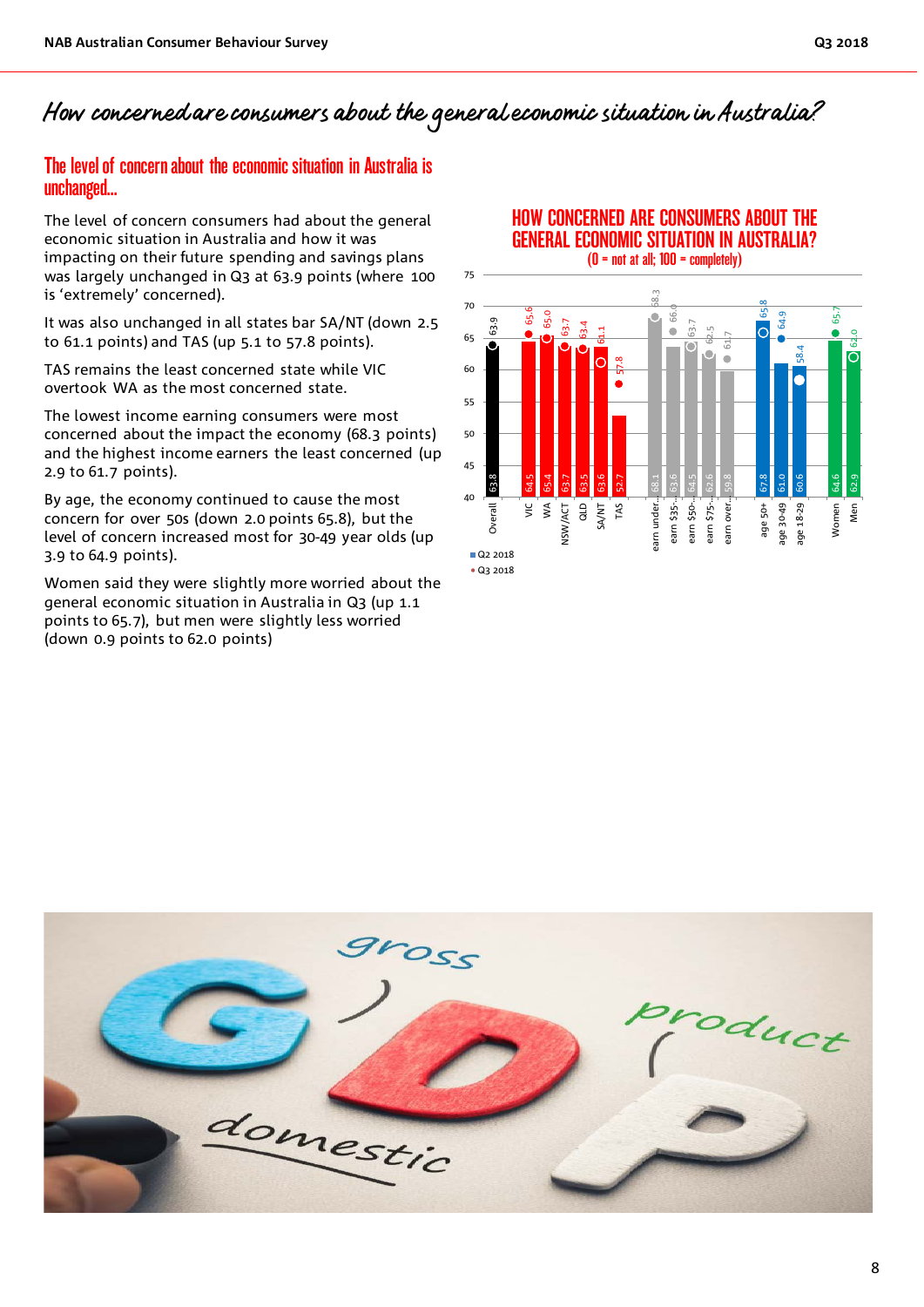# How concerned are consumers about the general economic situation in Australia?

## The level of concern about the economic situation in Australia is unchanged...

The level of concern consumers had about the general economic situation in Australia and how it was impacting on their future spending and savings plans was largely unchanged in Q3 at 63.9 points (where 100 is 'extremely' concerned).

It was also unchanged in all states bar SA/NT (down 2.5 to 61.1 points) and TAS (up 5.1 to 57.8 points).

TAS remains the least concerned state while VIC overtook WA as the most concerned state.

The lowest income earning consumers were most concerned about the impact the economy (68.3 points) and the highest income earners the least concerned (up 2.9 to 61.7 points).

By age, the economy continued to cause the most concern for over 50s (down 2.0 points 65.8), but the level of concern increased most for 30-49 year olds (up 3.9 to 64.9 points).

Women said they were slightly more worried about the general economic situation in Australia in Q3 (up 1.1 points to 65.7), but men were slightly less worried (down 0.9 points to 62.0 points)

**HOW CONCERNED ARE CONSUMERS ABOUT THE GENERAL ECONOMIC SITUATION IN AUSTRALIA?**
(0 = not at all; 100 = completely)

| | Q2 2018 | Q3 2018 |
|---|---|---|
| Overall | 63.8 | 63.9 |
| VIC | 64.5 | 65.6 |
| WA | 65.4 | 65.0 |
| NSW/ACT | 63.7 | 63.7 |
| QLD | 63.5 | 63.4 |
| SA/NT | 63.6 | 61.1 |
| TAS | 52.7 | 57.8 |
| earn under... | 68.1 | 68.3 |
| earn $35-... | 63.6 | 66.0 |
| earn $50-... | 64.5 | 63.7 |
| earn $75-... | 62.6 | 62.5 |
| earn over... | 59.8 | 61.7 |
| age 50+ | 67.8 | 65.8 |
| age 30-49 | 61.0 | 64.9 |
| age 18-29 | 60.6 | 58.4 |
| Women | 64.6 | 65.7 |
| Men | 62.9 | 62.0 |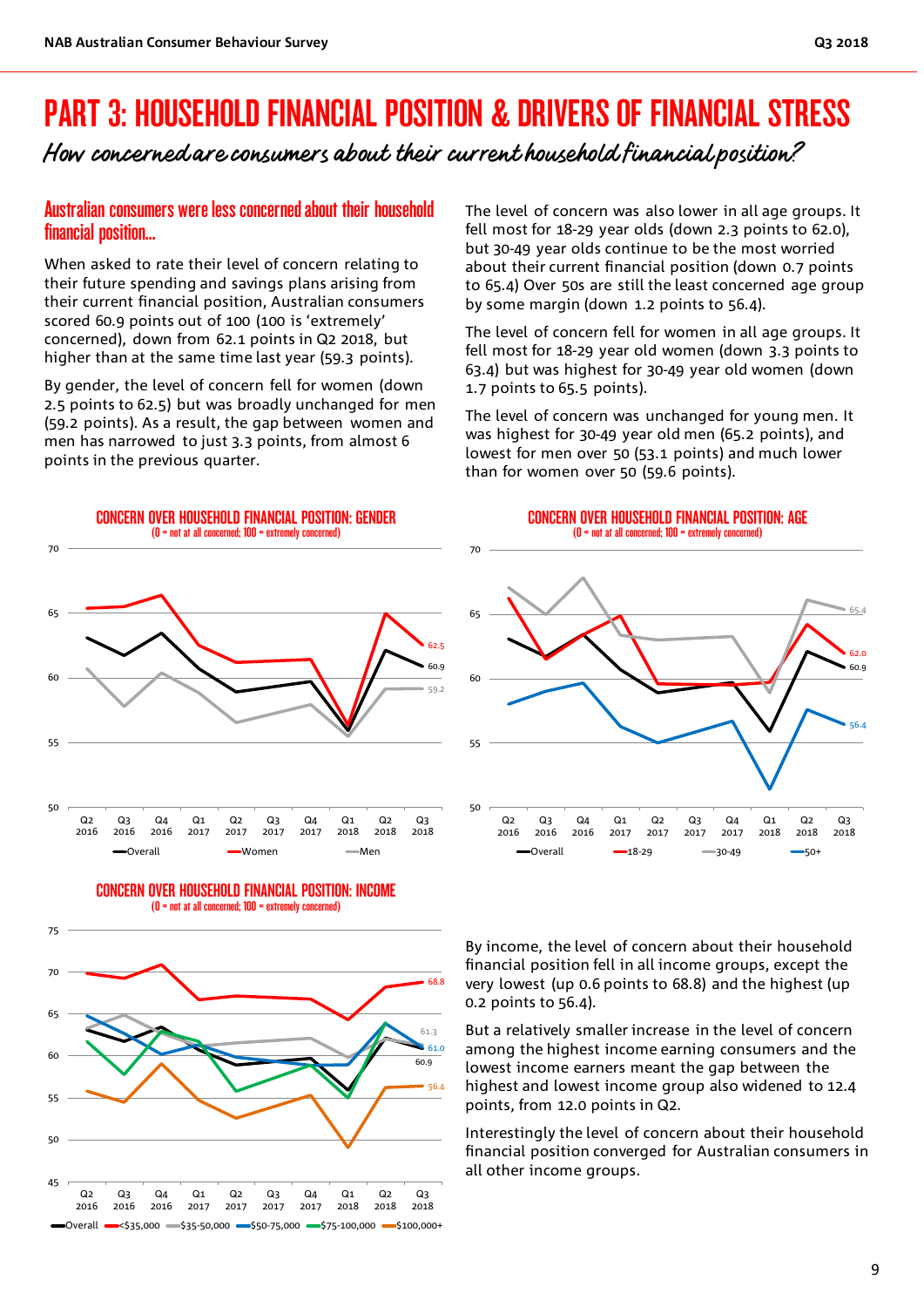# PART 3: HOUSEHOLD FINANCIAL POSITION & DRIVERS OF FINANCIAL STRESS

*How concerned are consumers about their current household financial position?*

## Australian consumers were less concerned about their household financial position...

When asked to rate their level of concern relating to their future spending and savings plans arising from their current financial position, Australian consumers scored 60.9 points out of 100 (100 is 'extremely' concerned), down from 62.1 points in Q2 2018, but higher than at the same time last year (59.3 points).

By gender, the level of concern fell for women (down 2.5 points to 62.5) but was broadly unchanged for men (59.2 points). As a result, the gap between women and men has narrowed to just 3.3 points, from almost 6 points in the previous quarter.

The level of concern was also lower in all age groups. It fell most for 18-29 year olds (down 2.3 points to 62.0), but 30-49 year olds continue to be the most worried about their current financial position (down 0.7 points to 65.4) Over 50s are still the least concerned age group by some margin (down 1.2 points to 56.4).

The level of concern fell for women in all age groups. It fell most for 18-29 year old women (down 3.3 points to 63.4) but was highest for 30-49 year old women (down 1.7 points to 65.5 points).

The level of concern was unchanged for young men. It was highest for 30-49 year old men (65.2 points), and lowest for men over 50 (53.1 points) and much lower than for women over 50 (59.6 points).

**CONCERN OVER HOUSEHOLD FINANCIAL POSITION: GENDER**
(0 = not at all concerned; 100 = extremely concerned)

**CONCERN OVER HOUSEHOLD FINANCIAL POSITION: AGE**
(0 = not at all concerned; 100 = extremely concerned)

**CONCERN OVER HOUSEHOLD FINANCIAL POSITION: INCOME**
(0 = not at all concerned; 100 = extremely concerned)

By income, the level of concern about their household financial position fell in all income groups, except the very lowest (up 0.6 points to 68.8) and the highest (up 0.2 points to 56.4).

But a relatively smaller increase in the level of concern among the highest income earning consumers and the lowest income earners meant the gap between the highest and lowest income group also widened to 12.4 points, from 12.0 points in Q2.

Interestingly the level of concern about their household financial position converged for Australian consumers in all other income groups.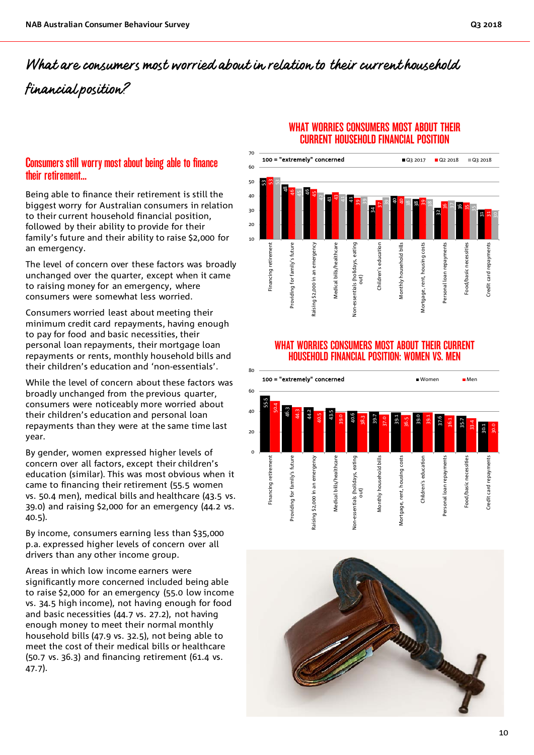# What are consumers most worried about in relation to their current household financial position?

## Consumers still worry most about being able to finance their retirement...

Being able to finance their retirement is still the biggest worry for Australian consumers in relation to their current household financial position, followed by their ability to provide for their family's future and their ability to raise $2,000 for an emergency.

The level of concern over these factors was broadly unchanged over the quarter, except when it came to raising money for an emergency, where consumers were somewhat less worried.

Consumers worried least about meeting their minimum credit card repayments, having enough to pay for food and basic necessities, their personal loan repayments, their mortgage loan repayments or rents, monthly household bills and their children's education and 'non-essentials'.

While the level of concern about these factors was broadly unchanged from the previous quarter, consumers were noticeably more worried about their children's education and personal loan repayments than they were at the same time last year.

By gender, women expressed higher levels of concern over all factors, except their children's education (similar). This was most obvious when it came to financing their retirement (55.5 women vs. 50.4 men), medical bills and healthcare (43.5 vs. 39.0) and raising $2,000 for an emergency (44.2 vs. 40.5).

By income, consumers earning less than $35,000 p.a. expressed higher levels of concern over all drivers than any other income group.

Areas in which low income earners were significantly more concerned included being able to raise $2,000 for an emergency (55.0 low income vs. 34.5 high income), not having enough for food and basic necessities (44.7 vs. 27.2), not having enough to meet their normal monthly household bills (47.9 vs. 32.5), not being able to meet the cost of their medical bills or healthcare (50.7 vs. 36.3) and financing retirement (61.4 vs. 47.7).

### WHAT WORRIES CONSUMERS MOST ABOUT THEIR CURRENT HOUSEHOLD FINANCIAL POSITION

100 = "extremely" concerned

| | Q3 2017 | Q2 2018 | Q3 2018 |
|---|---|---|---|
| Financing retirement | 53 | 53 | 53 |
| Providing for family's future | 48 | 46 | 45 |
| Raising $2,000 in an emergency | 46 | 45 | 42 |
| Medical bills/healthcare | 41 | 43 | 41 |
| Non-essentials (holidays, eating out) | 41 | 39 | 39 |
| Children's education | 34 | 37 | 39 |
| Monthly household bills | 40 | 40 | 38 |
| Mortgage, rent, housing costs | 38 | 39 | 38 |
| Personal loan repayments | 32 | 36 | 37 |
| Food/basic necessities | 36 | 35 | 35 |
| Credit card repayments | 31 | 31 | 30 |

### WHAT WORRIES CONSUMERS MOST ABOUT THEIR CURRENT HOUSEHOLD FINANCIAL POSITION: WOMEN VS. MEN

100 = "extremely" concerned

| | Women | Men |
|---|---|---|
| Financing retirement | 55.5 | 50.4 |
| Providing for family's future | 46.3 | 44.3 |
| Raising $2,000 in an emergency | 44.2 | 40.5 |
| Medical bills/healthcare | 43.5 | 39.0 |
| Non-essentials (holidays, eating out) | 40.6 | 38.3 |
| Monthly household bills | 39.7 | 37.0 |
| Mortgage, rent, housing costs | 39.1 | 36.5 |
| Children's education | 39.0 | 39.1 |
| Personal loan repayments | 37.6 | 36.1 |
| Food/basic necessities | 35.7 | 33.4 |
| Credit card repayments | 30.1 | 30.0 |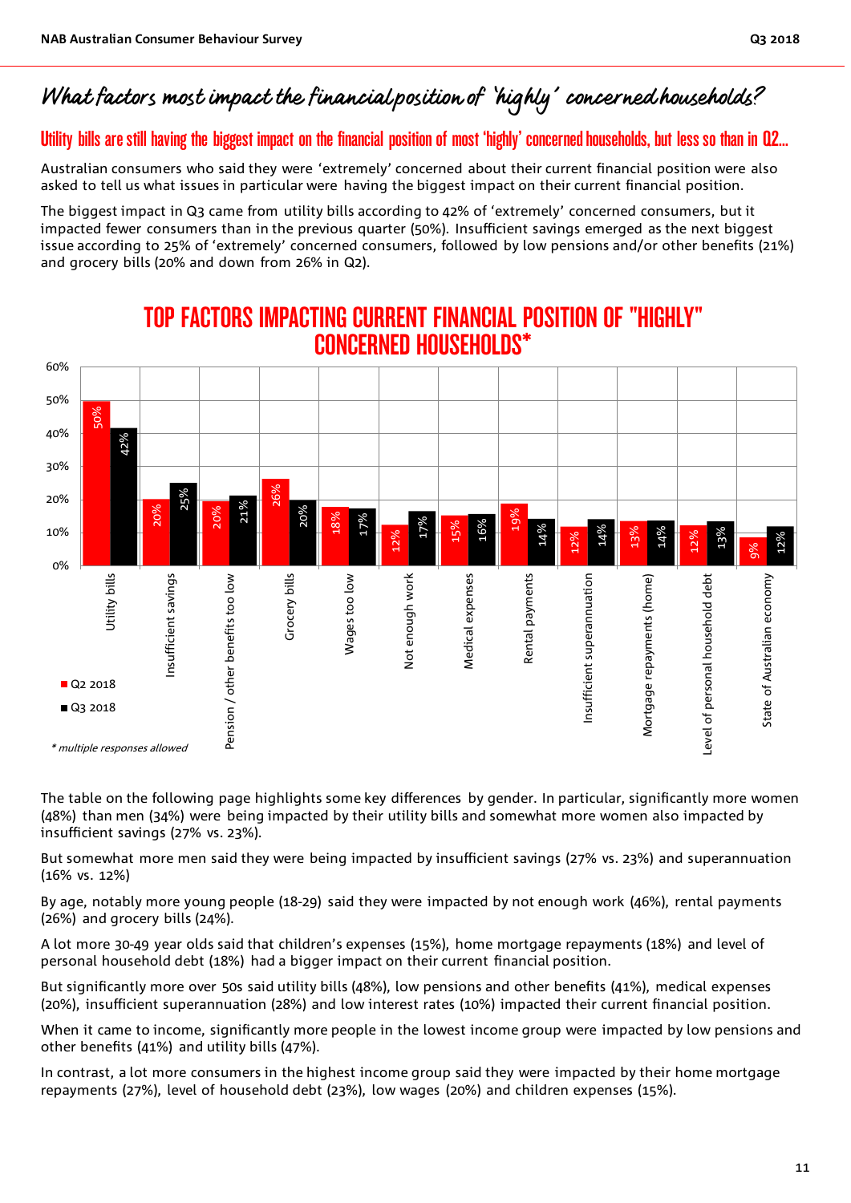## What factors most impact the financial position of 'highly' concerned households?

### Utility bills are still having the biggest impact on the financial position of most 'highly' concerned households, but less so than in Q2...

Australian consumers who said they were 'extremely' concerned about their current financial position were also asked to tell us what issues in particular were having the biggest impact on their current financial position.

The biggest impact in Q3 came from utility bills according to 42% of 'extremely' concerned consumers, but it impacted fewer consumers than in the previous quarter (50%). Insufficient savings emerged as the next biggest issue according to 25% of 'extremely' concerned consumers, followed by low pensions and/or other benefits (21%) and grocery bills (20% and down from 26% in Q2).

**TOP FACTORS IMPACTING CURRENT FINANCIAL POSITION OF "HIGHLY" CONCERNED HOUSEHOLDS***

| Factor | Q2 2018 | Q3 2018 |
|---|---|---|
| Utility bills | 50% | 42% |
| Insufficient savings | 20% | 25% |
| Pension / other benefits too low | 20% | 21% |
| Grocery bills | 26% | 20% |
| Wages too low | 18% | 17% |
| Not enough work | 12% | 17% |
| Medical expenses | 15% | 16% |
| Rental payments | 19% | 14% |
| Insufficient superannuation | 12% | 14% |
| Mortgage repayments (home) | 13% | 14% |
| Level of personal household debt | 12% | 13% |
| State of Australian economy | 9% | 12% |

*\* multiple responses allowed*

The table on the following page highlights some key differences by gender. In particular, significantly more women (48%) than men (34%) were being impacted by their utility bills and somewhat more women also impacted by insufficient savings (27% vs. 23%).

But somewhat more men said they were being impacted by insufficient savings (27% vs. 23%) and superannuation (16% vs. 12%)

By age, notably more young people (18-29) said they were impacted by not enough work (46%), rental payments (26%) and grocery bills (24%).

A lot more 30-49 year olds said that children's expenses (15%), home mortgage repayments (18%) and level of personal household debt (18%) had a bigger impact on their current financial position.

But significantly more over 50s said utility bills (48%), low pensions and other benefits (41%), medical expenses (20%), insufficient superannuation (28%) and low interest rates (10%) impacted their current financial position.

When it came to income, significantly more people in the lowest income group were impacted by low pensions and other benefits (41%) and utility bills (47%).

In contrast, a lot more consumers in the highest income group said they were impacted by their home mortgage repayments (27%), level of household debt (23%), low wages (20%) and children expenses (15%).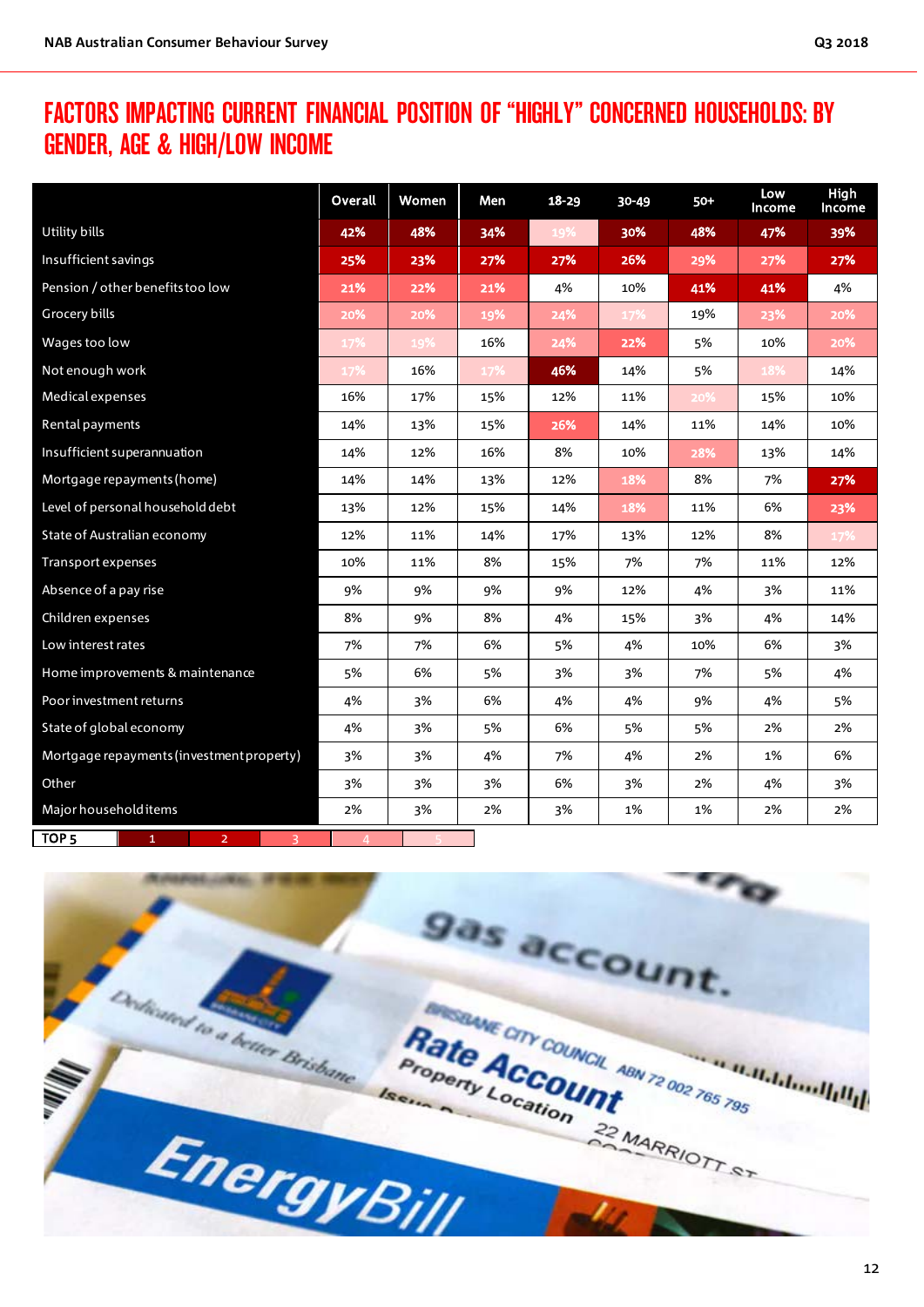# FACTORS IMPACTING CURRENT FINANCIAL POSITION OF "HIGHLY" CONCERNED HOUSEHOLDS: BY GENDER, AGE & HIGH/LOW INCOME

| | Overall | Women | Men | 18-29 | 30-49 | 50+ | Low Income | High Income |
|---|---|---|---|---|---|---|---|---|
| Utility bills | 42% | 48% | 34% | 19% | 30% | 48% | 47% | 39% |
| Insufficient savings | 25% | 23% | 27% | 27% | 26% | 29% | 27% | 27% |
| Pension / other benefits too low | 21% | 22% | 21% | 4% | 10% | 41% | 41% | 4% |
| Grocery bills | 20% | 20% | 19% | 24% | 17% | 19% | 23% | 20% |
| Wages too low | 17% | 19% | 16% | 24% | 22% | 5% | 10% | 20% |
| Not enough work | 17% | 16% | 17% | 46% | 14% | 5% | 18% | 14% |
| Medical expenses | 16% | 17% | 15% | 12% | 11% | 20% | 15% | 10% |
| Rental payments | 14% | 13% | 15% | 26% | 14% | 11% | 14% | 10% |
| Insufficient superannuation | 14% | 12% | 16% | 8% | 10% | 28% | 13% | 14% |
| Mortgage repayments (home) | 14% | 14% | 13% | 12% | 18% | 8% | 7% | 27% |
| Level of personal household debt | 13% | 12% | 15% | 14% | 18% | 11% | 6% | 23% |
| State of Australian economy | 12% | 11% | 14% | 17% | 13% | 12% | 8% | 17% |
| Transport expenses | 10% | 11% | 8% | 15% | 7% | 7% | 11% | 12% |
| Absence of a pay rise | 9% | 9% | 9% | 9% | 12% | 4% | 3% | 11% |
| Children expenses | 8% | 9% | 8% | 4% | 15% | 3% | 4% | 14% |
| Low interest rates | 7% | 7% | 6% | 5% | 4% | 10% | 6% | 3% |
| Home improvements & maintenance | 5% | 6% | 5% | 3% | 3% | 7% | 5% | 4% |
| Poor investment returns | 4% | 3% | 6% | 4% | 4% | 9% | 4% | 5% |
| State of global economy | 4% | 3% | 5% | 6% | 5% | 5% | 2% | 2% |
| Mortgage repayments (investment property) | 3% | 3% | 4% | 7% | 4% | 2% | 1% | 6% |
| Other | 3% | 3% | 3% | 6% | 3% | 2% | 4% | 3% |
| Major household items | 2% | 3% | 2% | 3% | 1% | 1% | 2% | 2% |

TOP 5: 1 | 2 | 3 | 4 | 5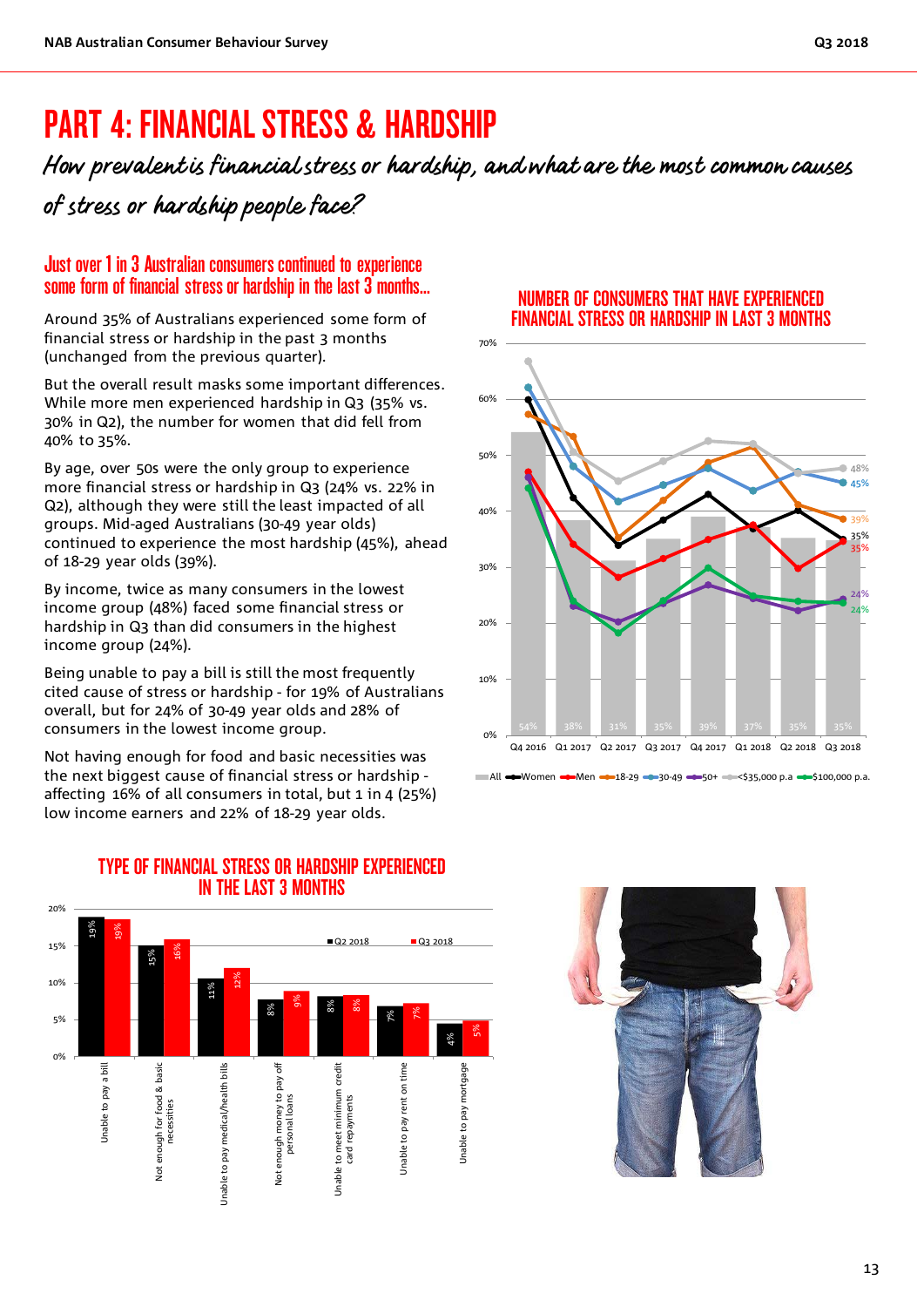# PART 4: FINANCIAL STRESS & HARDSHIP

*How prevalent is financial stress or hardship, and what are the most common causes of stress or hardship people face?*

## Just over 1 in 3 Australian consumers continued to experience some form of financial stress or hardship in the last 3 months...

Around 35% of Australians experienced some form of financial stress or hardship in the past 3 months (unchanged from the previous quarter).

But the overall result masks some important differences. While more men experienced hardship in Q3 (35% vs. 30% in Q2), the number for women that did fell from 40% to 35%.

By age, over 50s were the only group to experience more financial stress or hardship in Q3 (24% vs. 22% in Q2), although they were still the least impacted of all groups. Mid-aged Australians (30-49 year olds) continued to experience the most hardship (45%), ahead of 18-29 year olds (39%).

By income, twice as many consumers in the lowest income group (48%) faced some financial stress or hardship in Q3 than did consumers in the highest income group (24%).

Being unable to pay a bill is still the most frequently cited cause of stress or hardship - for 19% of Australians overall, but for 24% of 30-49 year olds and 28% of consumers in the lowest income group.

Not having enough for food and basic necessities was the next biggest cause of financial stress or hardship - affecting 16% of all consumers in total, but 1 in 4 (25%) low income earners and 22% of 18-29 year olds.

### NUMBER OF CONSUMERS THAT HAVE EXPERIENCED FINANCIAL STRESS OR HARDSHIP IN LAST 3 MONTHS

| | Q4 2016 | Q1 2017 | Q2 2017 | Q3 2017 | Q4 2017 | Q1 2018 | Q2 2018 | Q3 2018 |
|---|---|---|---|---|---|---|---|---|
| All | 54% | 38% | 31% | 35% | 39% | 37% | 35% | 35% |

Q3 2018 line values: <$35,000 p.a. 48%; 30-49 45%; 18-29 39%; Women 35%; Men 35%; 50+ 24%; $100,000 p.a. 24%

Legend: All, Women, Men, 18-29, 30-49, 50+, <$35,000 p.a, $100,000 p.a.

### TYPE OF FINANCIAL STRESS OR HARDSHIP EXPERIENCED IN THE LAST 3 MONTHS

| | Q2 2018 | Q3 2018 |
|---|---|---|
| Unable to pay a bill | 19% | 19% |
| Not enough for food & basic necessities | 15% | 16% |
| Unable to pay medical/health bills | 11% | 12% |
| Not enough money to pay off personal loans | 8% | 9% |
| Unable to meet minimum credit card repayments | 8% | 8% |
| Unable to pay rent on time | 7% | 7% |
| Unable to pay mortgage | 4% | 5% |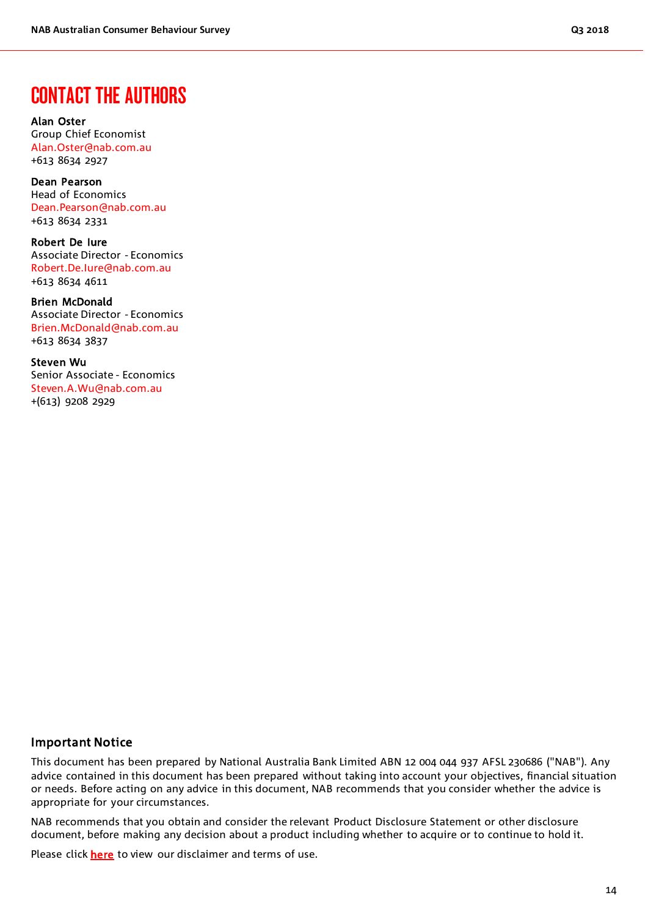# CONTACT THE AUTHORS

**Alan Oster**
Group Chief Economist
Alan.Oster@nab.com.au
+613 8634 2927

**Dean Pearson**
Head of Economics
Dean.Pearson@nab.com.au
+613 8634 2331

**Robert De Iure**
Associate Director - Economics
Robert.De.Iure@nab.com.au
+613 8634 4611

**Brien McDonald**
Associate Director - Economics
Brien.McDonald@nab.com.au
+613 8634 3837

**Steven Wu**
Senior Associate - Economics
Steven.A.Wu@nab.com.au
+(613) 9208 2929

## Important Notice

This document has been prepared by National Australia Bank Limited ABN 12 004 044 937 AFSL 230686 ("NAB"). Any advice contained in this document has been prepared without taking into account your objectives, financial situation or needs. Before acting on any advice in this document, NAB recommends that you consider whether the advice is appropriate for your circumstances.

NAB recommends that you obtain and consider the relevant Product Disclosure Statement or other disclosure document, before making any decision about a product including whether to acquire or to continue to hold it.

Please click **here** to view our disclaimer and terms of use.